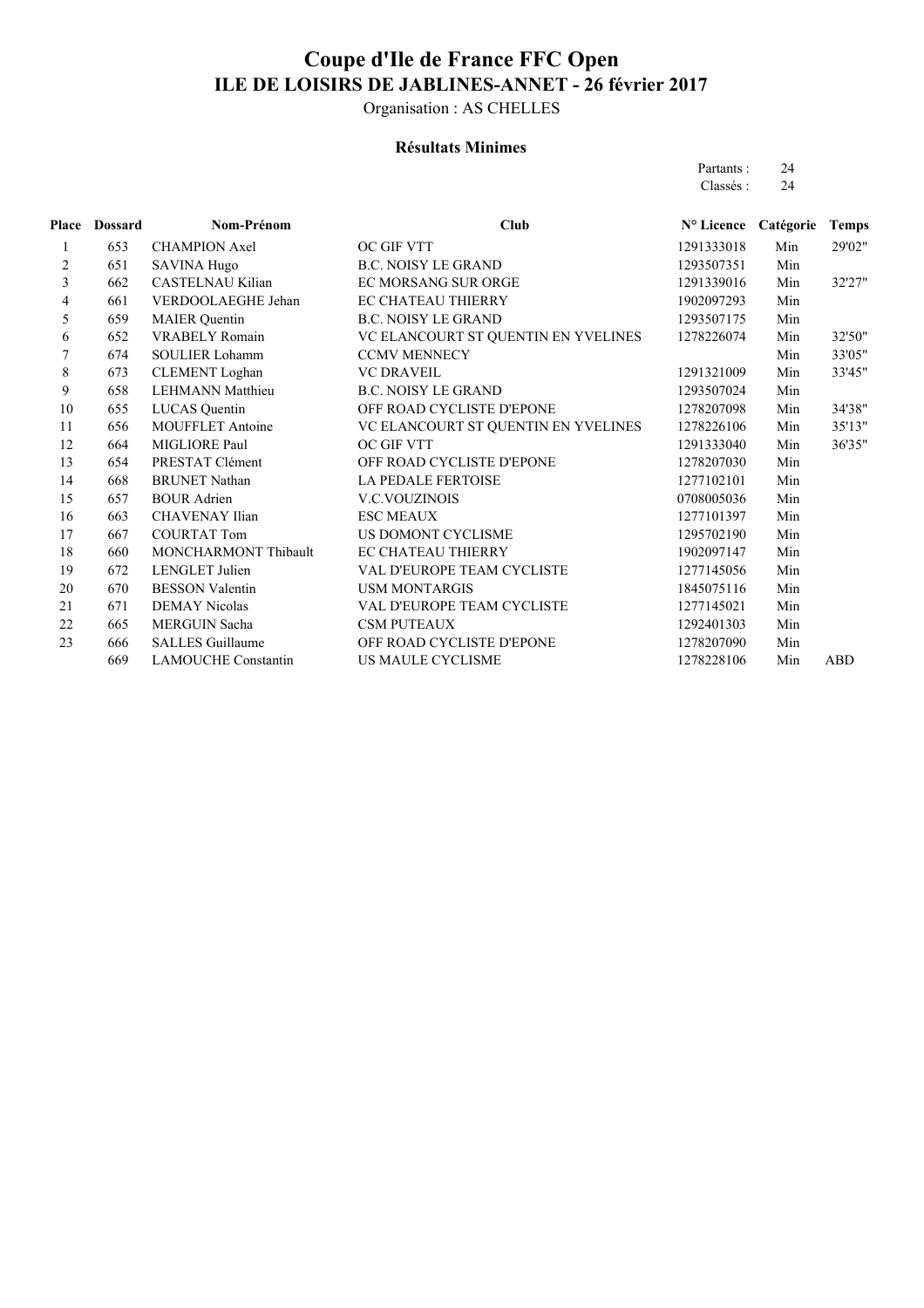# Coupe d'Ile de France FFC Open
## ILE DE LOISIRS DE JABLINES-ANNET - 26 février 2017

Organisation : AS CHELLES

### Résultats Minimes

Partants : 24
Classés : 24

| Place | Dossard | Nom-Prénom | Club | N° Licence | Catégorie | Temps |
|---|---|---|---|---|---|---|
| 1 | 653 | CHAMPION Axel | OC GIF VTT | 1291333018 | Min | 29'02" |
| 2 | 651 | SAVINA Hugo | B.C. NOISY LE GRAND | 1293507351 | Min | |
| 3 | 662 | CASTELNAU Kilian | EC MORSANG SUR ORGE | 1291339016 | Min | 32'27" |
| 4 | 661 | VERDOOLAEGHE Jehan | EC CHATEAU THIERRY | 1902097293 | Min | |
| 5 | 659 | MAIER Quentin | B.C. NOISY LE GRAND | 1293507175 | Min | |
| 6 | 652 | VRABELY Romain | VC ELANCOURT ST QUENTIN EN YVELINES | 1278226074 | Min | 32'50" |
| 7 | 674 | SOULIER Lohamm | CCMV MENNECY | | Min | 33'05" |
| 8 | 673 | CLEMENT Loghan | VC DRAVEIL | 1291321009 | Min | 33'45" |
| 9 | 658 | LEHMANN Matthieu | B.C. NOISY LE GRAND | 1293507024 | Min | |
| 10 | 655 | LUCAS Quentin | OFF ROAD CYCLISTE D'EPONE | 1278207098 | Min | 34'38" |
| 11 | 656 | MOUFFLET Antoine | VC ELANCOURT ST QUENTIN EN YVELINES | 1278226106 | Min | 35'13" |
| 12 | 664 | MIGLIORE Paul | OC GIF VTT | 1291333040 | Min | 36'35" |
| 13 | 654 | PRESTAT Clément | OFF ROAD CYCLISTE D'EPONE | 1278207030 | Min | |
| 14 | 668 | BRUNET Nathan | LA PEDALE FERTOISE | 1277102101 | Min | |
| 15 | 657 | BOUR Adrien | V.C.VOUZINOIS | 0708005036 | Min | |
| 16 | 663 | CHAVENAY Ilian | ESC MEAUX | 1277101397 | Min | |
| 17 | 667 | COURTAT Tom | US DOMONT CYCLISME | 1295702190 | Min | |
| 18 | 660 | MONCHARMONT Thibault | EC CHATEAU THIERRY | 1902097147 | Min | |
| 19 | 672 | LENGLET Julien | VAL D'EUROPE TEAM CYCLISTE | 1277145056 | Min | |
| 20 | 670 | BESSON Valentin | USM MONTARGIS | 1845075116 | Min | |
| 21 | 671 | DEMAY Nicolas | VAL D'EUROPE TEAM CYCLISTE | 1277145021 | Min | |
| 22 | 665 | MERGUIN Sacha | CSM PUTEAUX | 1292401303 | Min | |
| 23 | 666 | SALLES Guillaume | OFF ROAD CYCLISTE D'EPONE | 1278207090 | Min | |
| | 669 | LAMOUCHE Constantin | US MAULE CYCLISME | 1278228106 | Min | ABD |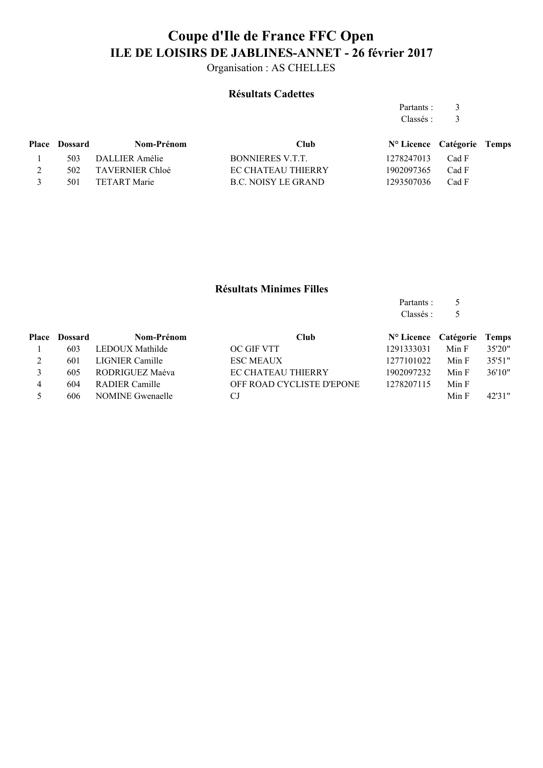# Coupe d'Ile de France FFC Open

## ILE DE LOISIRS DE JABLINES-ANNET - 26 février 2017

Organisation : AS CHELLES

### Résultats Cadettes

Partants : 3
Classés : 3

| Place | Dossard | Nom-Prénom | Club | N° Licence | Catégorie | Temps |
|---|---|---|---|---|---|---|
| 1 | 503 | DALLIER Amélie | BONNIERES V.T.T. | 1278247013 | Cad F | |
| 2 | 502 | TAVERNIER Chloé | EC CHATEAU THIERRY | 1902097365 | Cad F | |
| 3 | 501 | TETART Marie | B.C. NOISY LE GRAND | 1293507036 | Cad F | |

### Résultats Minimes Filles

Partants : 5
Classés : 5

| Place | Dossard | Nom-Prénom | Club | N° Licence | Catégorie | Temps |
|---|---|---|---|---|---|---|
| 1 | 603 | LEDOUX Mathilde | OC GIF VTT | 1291333031 | Min F | 35'20" |
| 2 | 601 | LIGNIER Camille | ESC MEAUX | 1277101022 | Min F | 35'51" |
| 3 | 605 | RODRIGUEZ Maéva | EC CHATEAU THIERRY | 1902097232 | Min F | 36'10" |
| 4 | 604 | RADIER Camille | OFF ROAD CYCLISTE D'EPONE | 1278207115 | Min F | |
| 5 | 606 | NOMINE Gwenaelle | CJ | | Min F | 42'31" |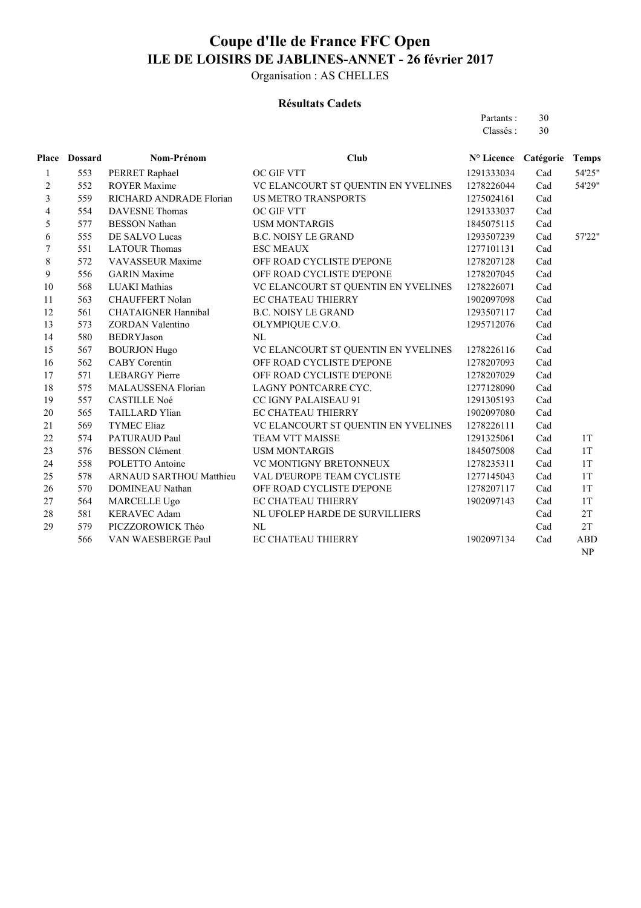# Coupe d'Ile de France FFC Open

## ILE DE LOISIRS DE JABLINES-ANNET - 26 février 2017

Organisation : AS CHELLES

### Résultats Cadets

Partants : 30
Classés : 30

| Place | Dossard | Nom-Prénom | Club | N° Licence | Catégorie | Temps |
|---|---|---|---|---|---|---|
| 1 | 553 | PERRET Raphael | OC GIF VTT | 1291333034 | Cad | 54'25" |
| 2 | 552 | ROYER Maxime | VC ELANCOURT ST QUENTIN EN YVELINES | 1278226044 | Cad | 54'29" |
| 3 | 559 | RICHARD ANDRADE Florian | US METRO TRANSPORTS | 1275024161 | Cad | |
| 4 | 554 | DAVESNE Thomas | OC GIF VTT | 1291333037 | Cad | |
| 5 | 577 | BESSON Nathan | USM MONTARGIS | 1845075115 | Cad | |
| 6 | 555 | DE SALVO Lucas | B.C. NOISY LE GRAND | 1293507239 | Cad | 57'22" |
| 7 | 551 | LATOUR Thomas | ESC MEAUX | 1277101131 | Cad | |
| 8 | 572 | VAVASSEUR Maxime | OFF ROAD CYCLISTE D'EPONE | 1278207128 | Cad | |
| 9 | 556 | GARIN Maxime | OFF ROAD CYCLISTE D'EPONE | 1278207045 | Cad | |
| 10 | 568 | LUAKI Mathias | VC ELANCOURT ST QUENTIN EN YVELINES | 1278226071 | Cad | |
| 11 | 563 | CHAUFFERT Nolan | EC CHATEAU THIERRY | 1902097098 | Cad | |
| 12 | 561 | CHATAIGNER Hannibal | B.C. NOISY LE GRAND | 1293507117 | Cad | |
| 13 | 573 | ZORDAN Valentino | OLYMPIQUE C.V.O. | 1295712076 | Cad | |
| 14 | 580 | BEDRYJason | NL | | Cad | |
| 15 | 567 | BOURJON Hugo | VC ELANCOURT ST QUENTIN EN YVELINES | 1278226116 | Cad | |
| 16 | 562 | CABY Corentin | OFF ROAD CYCLISTE D'EPONE | 1278207093 | Cad | |
| 17 | 571 | LEBARGY Pierre | OFF ROAD CYCLISTE D'EPONE | 1278207029 | Cad | |
| 18 | 575 | MALAUSSENA Florian | LAGNY PONTCARRE CYC. | 1277128090 | Cad | |
| 19 | 557 | CASTILLE Noé | CC IGNY PALAISEAU 91 | 1291305193 | Cad | |
| 20 | 565 | TAILLARD Ylian | EC CHATEAU THIERRY | 1902097080 | Cad | |
| 21 | 569 | TYMEC Eliaz | VC ELANCOURT ST QUENTIN EN YVELINES | 1278226111 | Cad | |
| 22 | 574 | PATURAUD Paul | TEAM VTT MAISSE | 1291325061 | Cad | 1T |
| 23 | 576 | BESSON Clément | USM MONTARGIS | 1845075008 | Cad | 1T |
| 24 | 558 | POLETTO Antoine | VC MONTIGNY BRETONNEUX | 1278235311 | Cad | 1T |
| 25 | 578 | ARNAUD SARTHOU Matthieu | VAL D'EUROPE TEAM CYCLISTE | 1277145043 | Cad | 1T |
| 26 | 570 | DOMINEAU Nathan | OFF ROAD CYCLISTE D'EPONE | 1278207117 | Cad | 1T |
| 27 | 564 | MARCELLE Ugo | EC CHATEAU THIERRY | 1902097143 | Cad | 1T |
| 28 | 581 | KERAVEC Adam | NL UFOLEP HARDE DE SURVILLIERS | | Cad | 2T |
| 29 | 579 | PICZZOROWICK Théo | NL | | Cad | 2T |
| | 566 | VAN WAESBERGE Paul | EC CHATEAU THIERRY | 1902097134 | Cad | ABD |
| | | | | | | NP |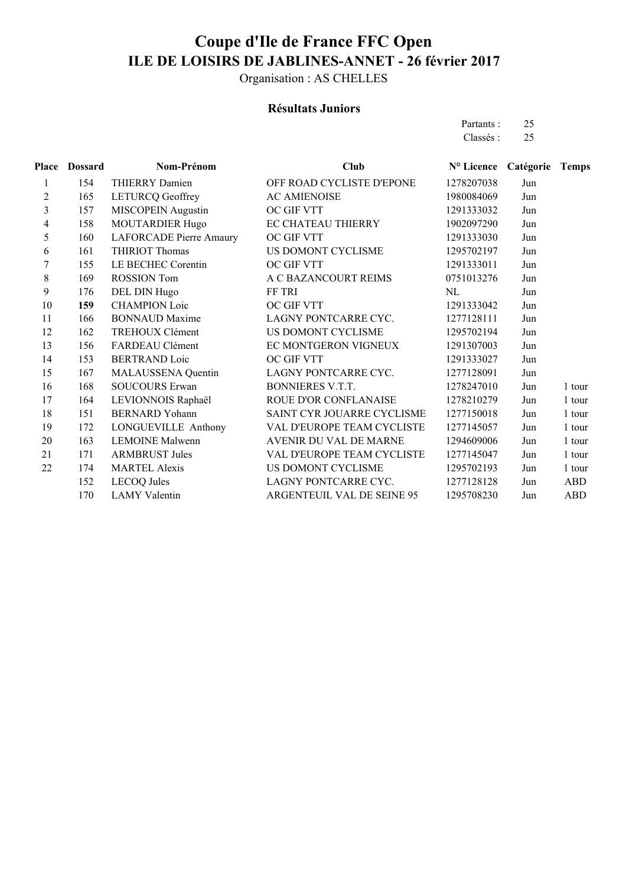# Coupe d'Ile de France FFC Open

## ILE DE LOISIRS DE JABLINES-ANNET - 26 février 2017

Organisation : AS CHELLES

### Résultats Juniors

Partants : 25

Classés : 25

| Place | Dossard | Nom-Prénom | Club | N° Licence | Catégorie | Temps |
|---|---|---|---|---|---|---|
| 1 | 154 | THIERRY Damien | OFF ROAD CYCLISTE D'EPONE | 1278207038 | Jun | |
| 2 | 165 | LETURCQ Geoffrey | AC AMIENOISE | 1980084069 | Jun | |
| 3 | 157 | MISCOPEIN Augustin | OC GIF VTT | 1291333032 | Jun | |
| 4 | 158 | MOUTARDIER Hugo | EC CHATEAU THIERRY | 1902097290 | Jun | |
| 5 | 160 | LAFORCADE Pierre Amaury | OC GIF VTT | 1291333030 | Jun | |
| 6 | 161 | THIRIOT Thomas | US DOMONT CYCLISME | 1295702197 | Jun | |
| 7 | 155 | LE BECHEC Corentin | OC GIF VTT | 1291333011 | Jun | |
| 8 | 169 | ROSSION Tom | A C BAZANCOURT REIMS | 0751013276 | Jun | |
| 9 | 176 | DEL DIN Hugo | FF TRI | NL | Jun | |
| 10 | **159** | CHAMPION Loic | OC GIF VTT | 1291333042 | Jun | |
| 11 | 166 | BONNAUD Maxime | LAGNY PONTCARRE CYC. | 1277128111 | Jun | |
| 12 | 162 | TREHOUX Clément | US DOMONT CYCLISME | 1295702194 | Jun | |
| 13 | 156 | FARDEAU Clément | EC MONTGERON VIGNEUX | 1291307003 | Jun | |
| 14 | 153 | BERTRAND Loic | OC GIF VTT | 1291333027 | Jun | |
| 15 | 167 | MALAUSSENA Quentin | LAGNY PONTCARRE CYC. | 1277128091 | Jun | |
| 16 | 168 | SOUCOURS Erwan | BONNIERES V.T.T. | 1278247010 | Jun | 1 tour |
| 17 | 164 | LEVIONNOIS Raphaël | ROUE D'OR CONFLANAISE | 1278210279 | Jun | 1 tour |
| 18 | 151 | BERNARD Yohann | SAINT CYR JOUARRE CYCLISME | 1277150018 | Jun | 1 tour |
| 19 | 172 | LONGUEVILLE Anthony | VAL D'EUROPE TEAM CYCLISTE | 1277145057 | Jun | 1 tour |
| 20 | 163 | LEMOINE Malwenn | AVENIR DU VAL DE MARNE | 1294609006 | Jun | 1 tour |
| 21 | 171 | ARMBRUST Jules | VAL D'EUROPE TEAM CYCLISTE | 1277145047 | Jun | 1 tour |
| 22 | 174 | MARTEL Alexis | US DOMONT CYCLISME | 1295702193 | Jun | 1 tour |
| | 152 | LECOQ Jules | LAGNY PONTCARRE CYC. | 1277128128 | Jun | ABD |
| | 170 | LAMY Valentin | ARGENTEUIL VAL DE SEINE 95 | 1295708230 | Jun | ABD |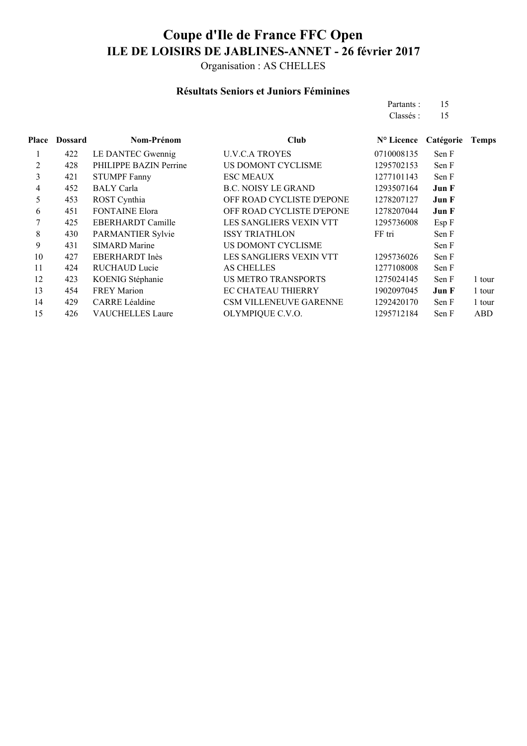# Coupe d'Ile de France FFC Open

## ILE DE LOISIRS DE JABLINES-ANNET - 26 février 2017

Organisation : AS CHELLES

### Résultats Seniors et Juniors Féminines

Partants : 15
Classés : 15

| Place | Dossard | Nom-Prénom | Club | N° Licence | Catégorie | Temps |
|---|---|---|---|---|---|---|
| 1 | 422 | LE DANTEC Gwennig | U.V.C.A TROYES | 0710008135 | Sen F | |
| 2 | 428 | PHILIPPE BAZIN Perrine | US DOMONT CYCLISME | 1295702153 | Sen F | |
| 3 | 421 | STUMPF Fanny | ESC MEAUX | 1277101143 | Sen F | |
| 4 | 452 | BALY Carla | B.C. NOISY LE GRAND | 1293507164 | **Jun F** | |
| 5 | 453 | ROST Cynthia | OFF ROAD CYCLISTE D'EPONE | 1278207127 | **Jun F** | |
| 6 | 451 | FONTAINE Elora | OFF ROAD CYCLISTE D'EPONE | 1278207044 | **Jun F** | |
| 7 | 425 | EBERHARDT Camille | LES SANGLIERS VEXIN VTT | 1295736008 | Esp F | |
| 8 | 430 | PARMANTIER Sylvie | ISSY TRIATHLON | FF tri | Sen F | |
| 9 | 431 | SIMARD Marine | US DOMONT CYCLISME | | Sen F | |
| 10 | 427 | EBERHARDT Inès | LES SANGLIERS VEXIN VTT | 1295736026 | Sen F | |
| 11 | 424 | RUCHAUD Lucie | AS CHELLES | 1277108008 | Sen F | |
| 12 | 423 | KOENIG Stéphanie | US METRO TRANSPORTS | 1275024145 | Sen F | 1 tour |
| 13 | 454 | FREY Marion | EC CHATEAU THIERRY | 1902097045 | **Jun F** | 1 tour |
| 14 | 429 | CARRE Léaldine | CSM VILLENEUVE GARENNE | 1292420170 | Sen F | 1 tour |
| 15 | 426 | VAUCHELLES Laure | OLYMPIQUE C.V.O. | 1295712184 | Sen F | ABD |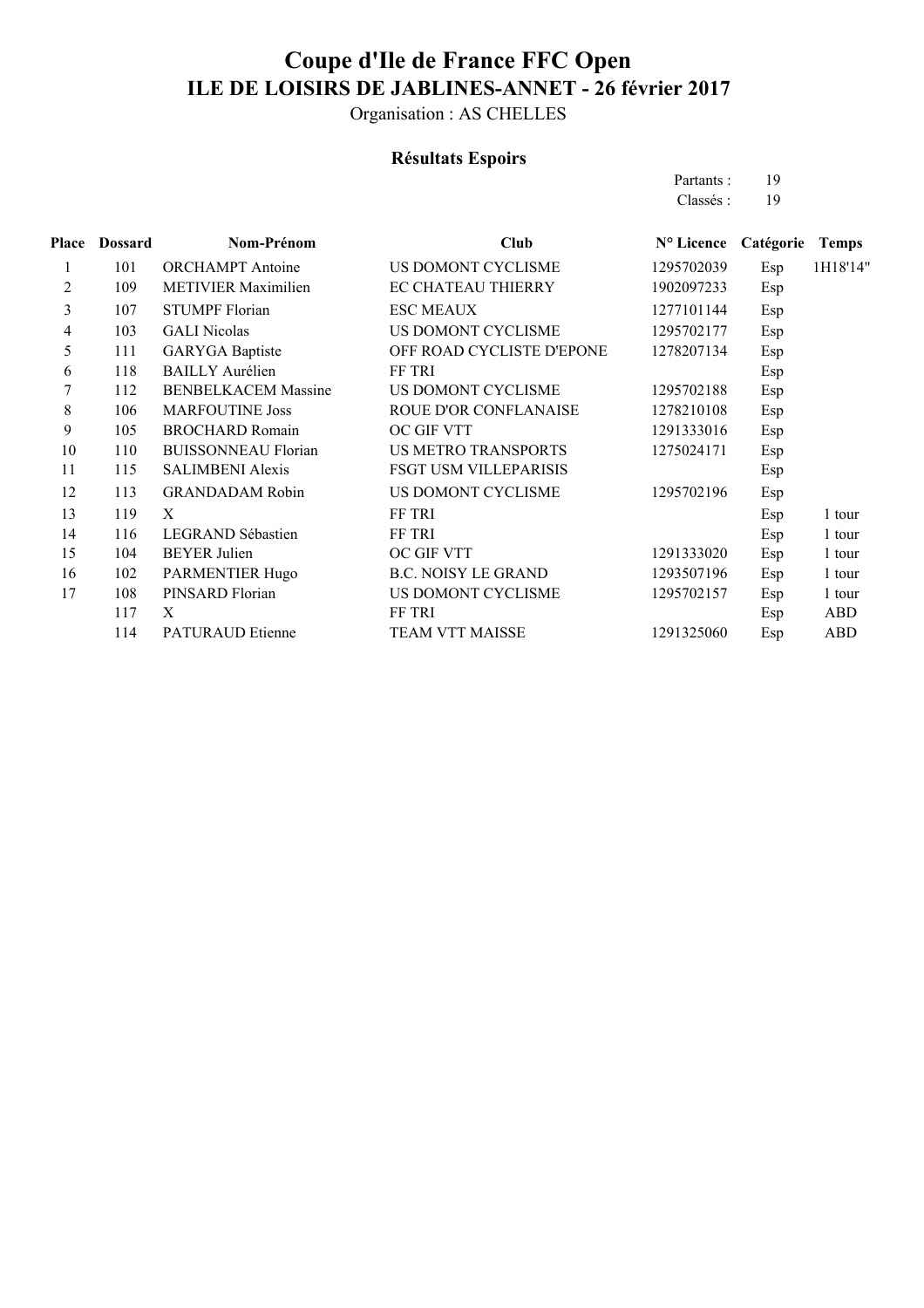# Coupe d'Ile de France FFC Open

## ILE DE LOISIRS DE JABLINES-ANNET - 26 février 2017

Organisation : AS CHELLES

### Résultats Espoirs

Partants : 19
Classés : 19

| Place | Dossard | Nom-Prénom | Club | N° Licence | Catégorie | Temps |
|---|---|---|---|---|---|---|
| 1 | 101 | ORCHAMPT Antoine | US DOMONT CYCLISME | 1295702039 | Esp | 1H18'14'' |
| 2 | 109 | METIVIER Maximilien | EC CHATEAU THIERRY | 1902097233 | Esp | |
| 3 | 107 | STUMPF Florian | ESC MEAUX | 1277101144 | Esp | |
| 4 | 103 | GALI Nicolas | US DOMONT CYCLISME | 1295702177 | Esp | |
| 5 | 111 | GARYGA Baptiste | OFF ROAD CYCLISTE D'EPONE | 1278207134 | Esp | |
| 6 | 118 | BAILLY Aurélien | FF TRI | | Esp | |
| 7 | 112 | BENBELKACEM Massine | US DOMONT CYCLISME | 1295702188 | Esp | |
| 8 | 106 | MARFOUTINE Joss | ROUE D'OR CONFLANAISE | 1278210108 | Esp | |
| 9 | 105 | BROCHARD Romain | OC GIF VTT | 1291333016 | Esp | |
| 10 | 110 | BUISSONNEAU Florian | US METRO TRANSPORTS | 1275024171 | Esp | |
| 11 | 115 | SALIMBENI Alexis | FSGT USM VILLEPARISIS | | Esp | |
| 12 | 113 | GRANDADAM Robin | US DOMONT CYCLISME | 1295702196 | Esp | |
| 13 | 119 | X | FF TRI | | Esp | 1 tour |
| 14 | 116 | LEGRAND Sébastien | FF TRI | | Esp | 1 tour |
| 15 | 104 | BEYER Julien | OC GIF VTT | 1291333020 | Esp | 1 tour |
| 16 | 102 | PARMENTIER Hugo | B.C. NOISY LE GRAND | 1293507196 | Esp | 1 tour |
| 17 | 108 | PINSARD Florian | US DOMONT CYCLISME | 1295702157 | Esp | 1 tour |
| | 117 | X | FF TRI | | Esp | ABD |
| | 114 | PATURAUD Etienne | TEAM VTT MAISSE | 1291325060 | Esp | ABD |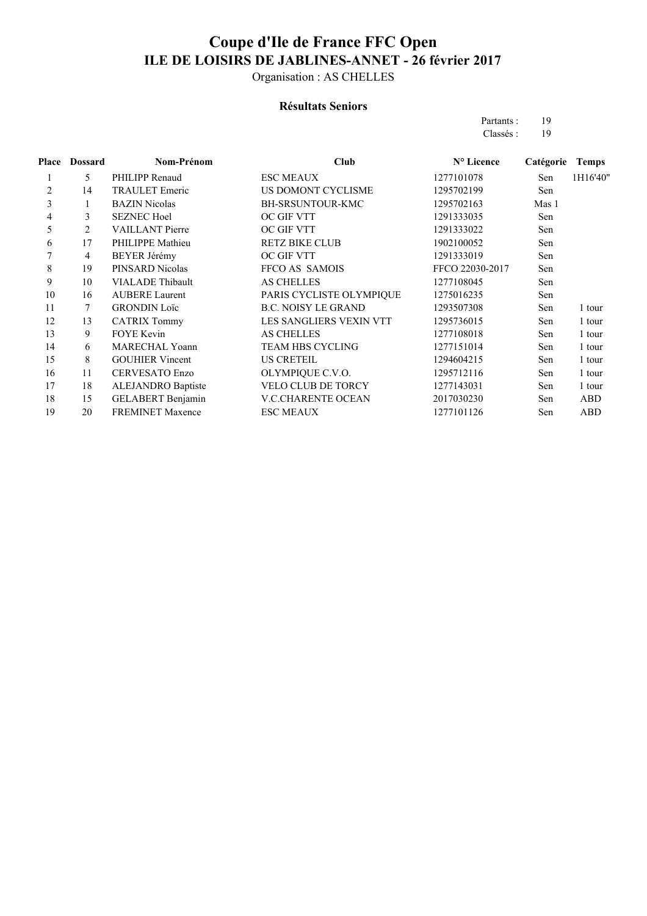# Coupe d'Ile de France FFC Open

## ILE DE LOISIRS DE JABLINES-ANNET - 26 février 2017

Organisation : AS CHELLES

### Résultats Seniors

Partants : 19
Classés : 19

| Place | Dossard | Nom-Prénom | Club | N° Licence | Catégorie | Temps |
|---|---|---|---|---|---|---|
| 1 | 5 | PHILIPP Renaud | ESC MEAUX | 1277101078 | Sen | 1H16'40" |
| 2 | 14 | TRAULET Emeric | US DOMONT CYCLISME | 1295702199 | Sen | |
| 3 | 1 | BAZIN Nicolas | BH-SRSUNTOUR-KMC | 1295702163 | Mas 1 | |
| 4 | 3 | SEZNEC Hoel | OC GIF VTT | 1291333035 | Sen | |
| 5 | 2 | VAILLANT Pierre | OC GIF VTT | 1291333022 | Sen | |
| 6 | 17 | PHILIPPE Mathieu | RETZ BIKE CLUB | 1902100052 | Sen | |
| 7 | 4 | BEYER Jérémy | OC GIF VTT | 1291333019 | Sen | |
| 8 | 19 | PINSARD Nicolas | FFCO AS SAMOIS | FFCO 22030-2017 | Sen | |
| 9 | 10 | VIALADE Thibault | AS CHELLES | 1277108045 | Sen | |
| 10 | 16 | AUBERE Laurent | PARIS CYCLISTE OLYMPIQUE | 1275016235 | Sen | |
| 11 | 7 | GRONDIN Loïc | B.C. NOISY LE GRAND | 1293507308 | Sen | 1 tour |
| 12 | 13 | CATRIX Tommy | LES SANGLIERS VEXIN VTT | 1295736015 | Sen | 1 tour |
| 13 | 9 | FOYE Kevin | AS CHELLES | 1277108018 | Sen | 1 tour |
| 14 | 6 | MARECHAL Yoann | TEAM HBS CYCLING | 1277151014 | Sen | 1 tour |
| 15 | 8 | GOUHIER Vincent | US CRETEIL | 1294604215 | Sen | 1 tour |
| 16 | 11 | CERVESATO Enzo | OLYMPIQUE C.V.O. | 1295712116 | Sen | 1 tour |
| 17 | 18 | ALEJANDRO Baptiste | VELO CLUB DE TORCY | 1277143031 | Sen | 1 tour |
| 18 | 15 | GELABERT Benjamin | V.C.CHARENTE OCEAN | 2017030230 | Sen | ABD |
| 19 | 20 | FREMINET Maxence | ESC MEAUX | 1277101126 | Sen | ABD |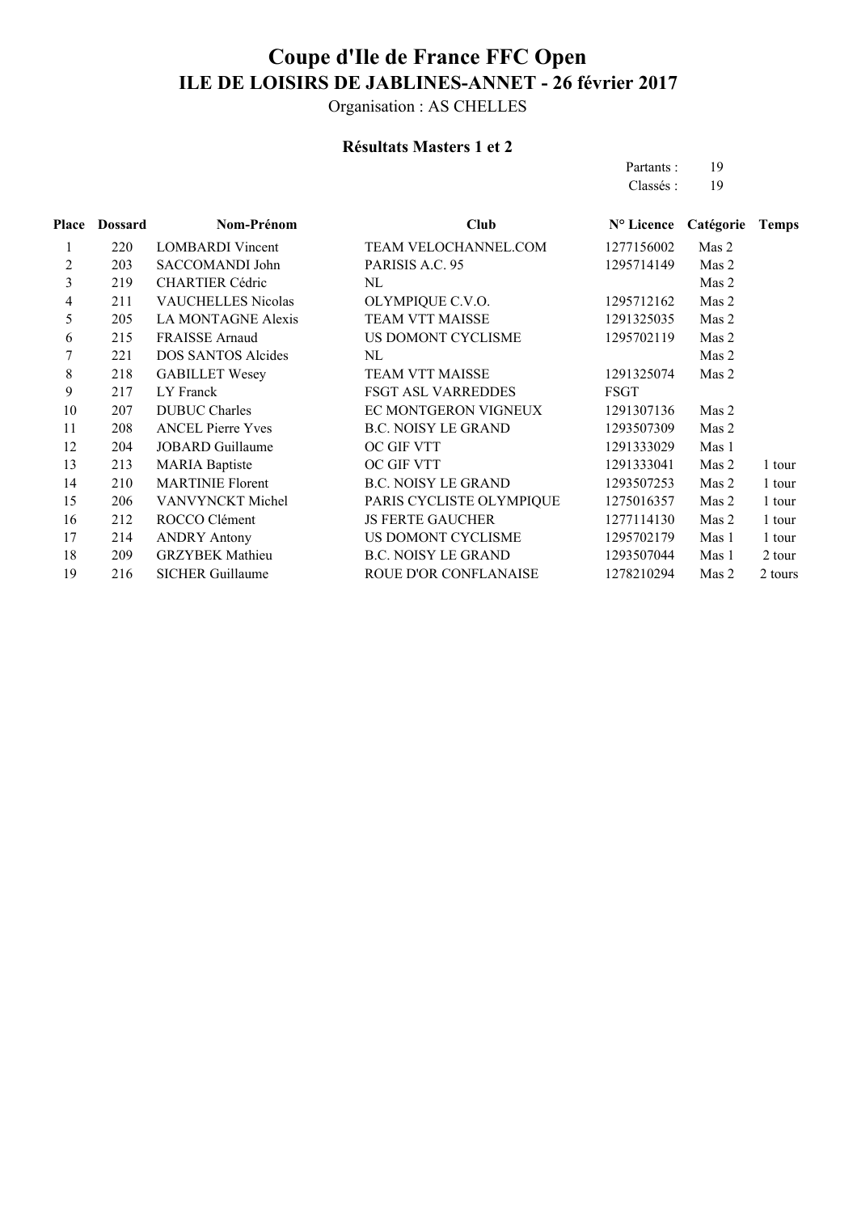# Coupe d'Ile de France FFC Open

## ILE DE LOISIRS DE JABLINES-ANNET - 26 février 2017

Organisation : AS CHELLES

### Résultats Masters 1 et 2

Partants : 19
Classés : 19

| Place | Dossard | Nom-Prénom | Club | N° Licence | Catégorie | Temps |
|---|---|---|---|---|---|---|
| 1 | 220 | LOMBARDI Vincent | TEAM VELOCHANNEL.COM | 1277156002 | Mas 2 | |
| 2 | 203 | SACCOMANDI John | PARISIS A.C. 95 | 1295714149 | Mas 2 | |
| 3 | 219 | CHARTIER Cédric | NL | | Mas 2 | |
| 4 | 211 | VAUCHELLES Nicolas | OLYMPIQUE C.V.O. | 1295712162 | Mas 2 | |
| 5 | 205 | LA MONTAGNE Alexis | TEAM VTT MAISSE | 1291325035 | Mas 2 | |
| 6 | 215 | FRAISSE Arnaud | US DOMONT CYCLISME | 1295702119 | Mas 2 | |
| 7 | 221 | DOS SANTOS Alcides | NL | | Mas 2 | |
| 8 | 218 | GABILLET Wesey | TEAM VTT MAISSE | 1291325074 | Mas 2 | |
| 9 | 217 | LY Franck | FSGT ASL VARREDDES | FSGT | | |
| 10 | 207 | DUBUC Charles | EC MONTGERON VIGNEUX | 1291307136 | Mas 2 | |
| 11 | 208 | ANCEL Pierre Yves | B.C. NOISY LE GRAND | 1293507309 | Mas 2 | |
| 12 | 204 | JOBARD Guillaume | OC GIF VTT | 1291333029 | Mas 1 | |
| 13 | 213 | MARIA Baptiste | OC GIF VTT | 1291333041 | Mas 2 | 1 tour |
| 14 | 210 | MARTINIE Florent | B.C. NOISY LE GRAND | 1293507253 | Mas 2 | 1 tour |
| 15 | 206 | VANVYNCKT Michel | PARIS CYCLISTE OLYMPIQUE | 1275016357 | Mas 2 | 1 tour |
| 16 | 212 | ROCCO Clément | JS FERTE GAUCHER | 1277114130 | Mas 2 | 1 tour |
| 17 | 214 | ANDRY Antony | US DOMONT CYCLISME | 1295702179 | Mas 1 | 1 tour |
| 18 | 209 | GRZYBEK Mathieu | B.C. NOISY LE GRAND | 1293507044 | Mas 1 | 2 tour |
| 19 | 216 | SICHER Guillaume | ROUE D'OR CONFLANAISE | 1278210294 | Mas 2 | 2 tours |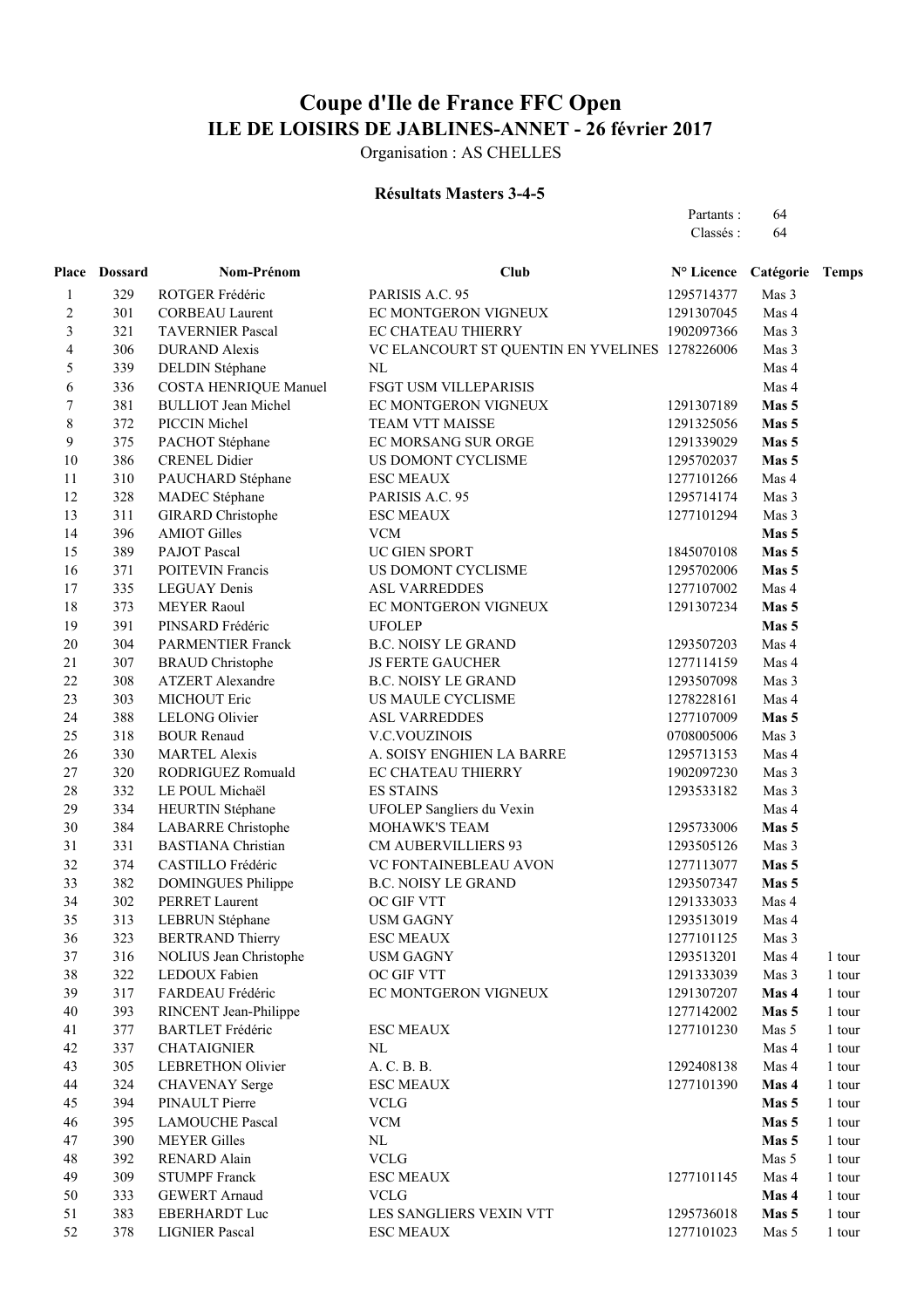# Coupe d'Ile de France FFC Open

## ILE DE LOISIRS DE JABLINES-ANNET - 26 février 2017

Organisation : AS CHELLES

### Résultats Masters 3-4-5

Partants : 64

Classés : 64

| Place | Dossard | Nom-Prénom | Club | N° Licence | Catégorie | Temps |
|---|---|---|---|---|---|---|
| 1 | 329 | ROTGER Frédéric | PARISIS A.C. 95 | 1295714377 | Mas 3 | |
| 2 | 301 | CORBEAU Laurent | EC MONTGERON VIGNEUX | 1291307045 | Mas 4 | |
| 3 | 321 | TAVERNIER Pascal | EC CHATEAU THIERRY | 1902097366 | Mas 3 | |
| 4 | 306 | DURAND Alexis | VC ELANCOURT ST QUENTIN EN YVELINES | 1278226006 | Mas 3 | |
| 5 | 339 | DELDIN Stéphane | NL | | Mas 4 | |
| 6 | 336 | COSTA HENRIQUE Manuel | FSGT USM VILLEPARISIS | | Mas 4 | |
| 7 | 381 | BULLIOT Jean Michel | EC MONTGERON VIGNEUX | 1291307189 | **Mas 5** | |
| 8 | 372 | PICCIN Michel | TEAM VTT MAISSE | 1291325056 | **Mas 5** | |
| 9 | 375 | PACHOT Stéphane | EC MORSANG SUR ORGE | 1291339029 | **Mas 5** | |
| 10 | 386 | CRENEL Didier | US DOMONT CYCLISME | 1295702037 | **Mas 5** | |
| 11 | 310 | PAUCHARD Stéphane | ESC MEAUX | 1277101266 | Mas 4 | |
| 12 | 328 | MADEC Stéphane | PARISIS A.C. 95 | 1295714174 | Mas 3 | |
| 13 | 311 | GIRARD Christophe | ESC MEAUX | 1277101294 | Mas 3 | |
| 14 | 396 | AMIOT Gilles | VCM | | **Mas 5** | |
| 15 | 389 | PAJOT Pascal | UC GIEN SPORT | 1845070108 | **Mas 5** | |
| 16 | 371 | POITEVIN Francis | US DOMONT CYCLISME | 1295702006 | **Mas 5** | |
| 17 | 335 | LEGUAY Denis | ASL VARREDDES | 1277107002 | Mas 4 | |
| 18 | 373 | MEYER Raoul | EC MONTGERON VIGNEUX | 1291307234 | **Mas 5** | |
| 19 | 391 | PINSARD Frédéric | UFOLEP | | **Mas 5** | |
| 20 | 304 | PARMENTIER Franck | B.C. NOISY LE GRAND | 1293507203 | Mas 4 | |
| 21 | 307 | BRAUD Christophe | JS FERTE GAUCHER | 1277114159 | Mas 4 | |
| 22 | 308 | ATZERT Alexandre | B.C. NOISY LE GRAND | 1293507098 | Mas 3 | |
| 23 | 303 | MICHOUT Eric | US MAULE CYCLISME | 1278228161 | Mas 4 | |
| 24 | 388 | LELONG Olivier | ASL VARREDDES | 1277107009 | **Mas 5** | |
| 25 | 318 | BOUR Renaud | V.C.VOUZINOIS | 0708005006 | Mas 3 | |
| 26 | 330 | MARTEL Alexis | A. SOISY ENGHIEN LA BARRE | 1295713153 | Mas 4 | |
| 27 | 320 | RODRIGUEZ Romuald | EC CHATEAU THIERRY | 1902097230 | Mas 3 | |
| 28 | 332 | LE POUL Michaël | ES STAINS | 1293533182 | Mas 3 | |
| 29 | 334 | HEURTIN Stéphane | UFOLEP Sangliers du Vexin | | Mas 4 | |
| 30 | 384 | LABARRE Christophe | MOHAWK'S TEAM | 1295733006 | **Mas 5** | |
| 31 | 331 | BASTIANA Christian | CM AUBERVILLIERS 93 | 1293505126 | Mas 3 | |
| 32 | 374 | CASTILLO Frédéric | VC FONTAINEBLEAU AVON | 1277113077 | **Mas 5** | |
| 33 | 382 | DOMINGUES Philippe | B.C. NOISY LE GRAND | 1293507347 | **Mas 5** | |
| 34 | 302 | PERRET Laurent | OC GIF VTT | 1291333033 | Mas 4 | |
| 35 | 313 | LEBRUN Stéphane | USM GAGNY | 1293513019 | Mas 4 | |
| 36 | 323 | BERTRAND Thierry | ESC MEAUX | 1277101125 | Mas 3 | |
| 37 | 316 | NOLIUS Jean Christophe | USM GAGNY | 1293513201 | Mas 4 | 1 tour |
| 38 | 322 | LEDOUX Fabien | OC GIF VTT | 1291333039 | Mas 3 | 1 tour |
| 39 | 317 | FARDEAU Frédéric | EC MONTGERON VIGNEUX | 1291307207 | **Mas 4** | 1 tour |
| 40 | 393 | RINCENT Jean-Philippe | | 1277142002 | **Mas 5** | 1 tour |
| 41 | 377 | BARTLET Frédéric | ESC MEAUX | 1277101230 | Mas 5 | 1 tour |
| 42 | 337 | CHATAIGNIER | NL | | Mas 4 | 1 tour |
| 43 | 305 | LEBRETHON Olivier | A. C. B. B. | 1292408138 | Mas 4 | 1 tour |
| 44 | 324 | CHAVENAY Serge | ESC MEAUX | 1277101390 | **Mas 4** | 1 tour |
| 45 | 394 | PINAULT Pierre | VCLG | | **Mas 5** | 1 tour |
| 46 | 395 | LAMOUCHE Pascal | VCM | | **Mas 5** | 1 tour |
| 47 | 390 | MEYER Gilles | NL | | **Mas 5** | 1 tour |
| 48 | 392 | RENARD Alain | VCLG | | Mas 5 | 1 tour |
| 49 | 309 | STUMPF Franck | ESC MEAUX | 1277101145 | Mas 4 | 1 tour |
| 50 | 333 | GEWERT Arnaud | VCLG | | **Mas 4** | 1 tour |
| 51 | 383 | EBERHARDT Luc | LES SANGLIERS VEXIN VTT | 1295736018 | **Mas 5** | 1 tour |
| 52 | 378 | LIGNIER Pascal | ESC MEAUX | 1277101023 | Mas 5 | 1 tour |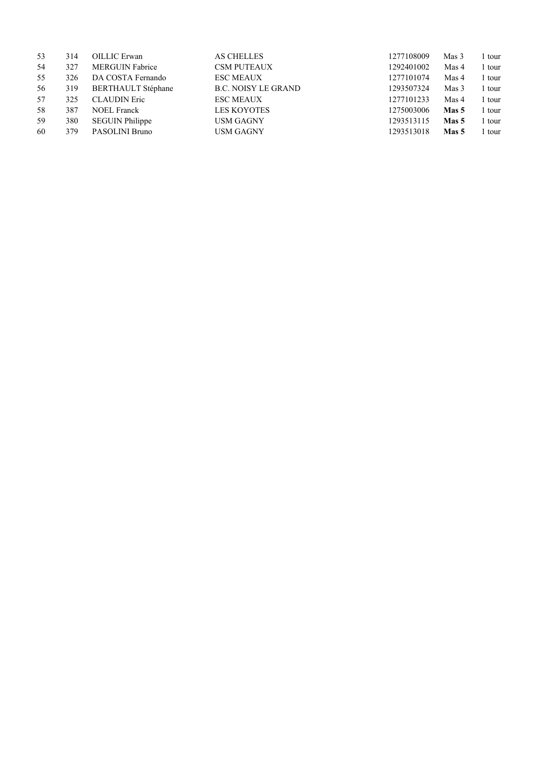| | | | | | | |
|---|---|---|---|---|---|---|
| 53 | 314 | OILLIC Erwan | AS CHELLES | 1277108009 | Mas 3 | 1 tour |
| 54 | 327 | MERGUIN Fabrice | CSM PUTEAUX | 1292401002 | Mas 4 | 1 tour |
| 55 | 326 | DA COSTA Fernando | ESC MEAUX | 1277101074 | Mas 4 | 1 tour |
| 56 | 319 | BERTHAULT Stéphane | B.C. NOISY LE GRAND | 1293507324 | Mas 3 | 1 tour |
| 57 | 325 | CLAUDIN Eric | ESC MEAUX | 1277101233 | Mas 4 | 1 tour |
| 58 | 387 | NOEL Franck | LES KOYOTES | 1275003006 | **Mas 5** | 1 tour |
| 59 | 380 | SEGUIN Philippe | USM GAGNY | 1293513115 | **Mas 5** | 1 tour |
| 60 | 379 | PASOLINI Bruno | USM GAGNY | 1293513018 | **Mas 5** | 1 tour |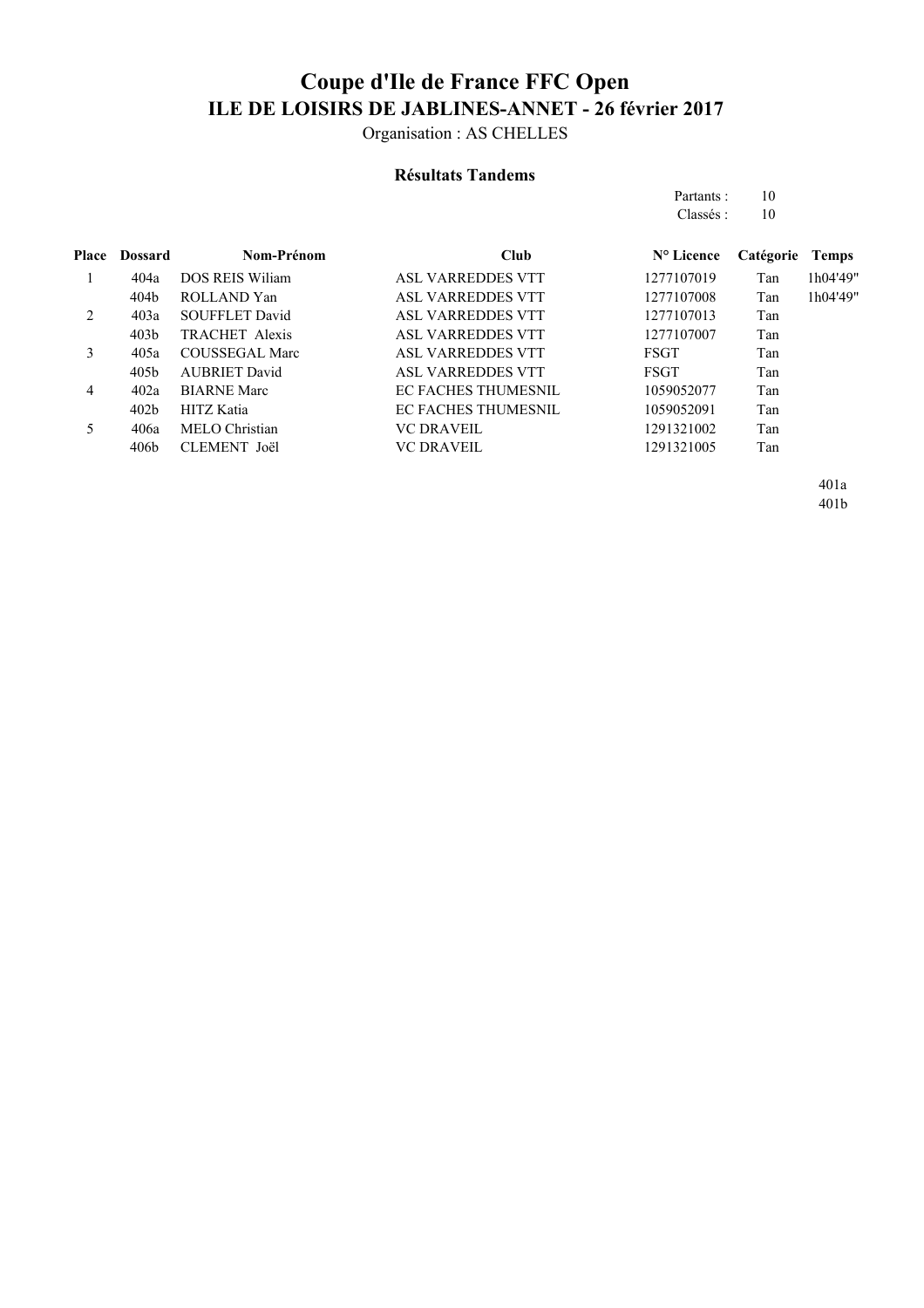# Coupe d'Ile de France FFC Open

## ILE DE LOISIRS DE JABLINES-ANNET - 26 février 2017

Organisation : AS CHELLES

### Résultats Tandems

Partants : 10
Classés : 10

| Place | Dossard | Nom-Prénom | Club | N° Licence | Catégorie | Temps |
|---|---|---|---|---|---|---|
| 1 | 404a | DOS REIS Wiliam | ASL VARREDDES VTT | 1277107019 | Tan | 1h04'49'' |
| | 404b | ROLLAND Yan | ASL VARREDDES VTT | 1277107008 | Tan | 1h04'49'' |
| 2 | 403a | SOUFFLET David | ASL VARREDDES VTT | 1277107013 | Tan | |
| | 403b | TRACHET Alexis | ASL VARREDDES VTT | 1277107007 | Tan | |
| 3 | 405a | COUSSEGAL Marc | ASL VARREDDES VTT | FSGT | Tan | |
| | 405b | AUBRIET David | ASL VARREDDES VTT | FSGT | Tan | |
| 4 | 402a | BIARNE Marc | EC FACHES THUMESNIL | 1059052077 | Tan | |
| | 402b | HITZ Katia | EC FACHES THUMESNIL | 1059052091 | Tan | |
| 5 | 406a | MELO Christian | VC DRAVEIL | 1291321002 | Tan | |
| | 406b | CLEMENT Joël | VC DRAVEIL | 1291321005 | Tan | |

401a
401b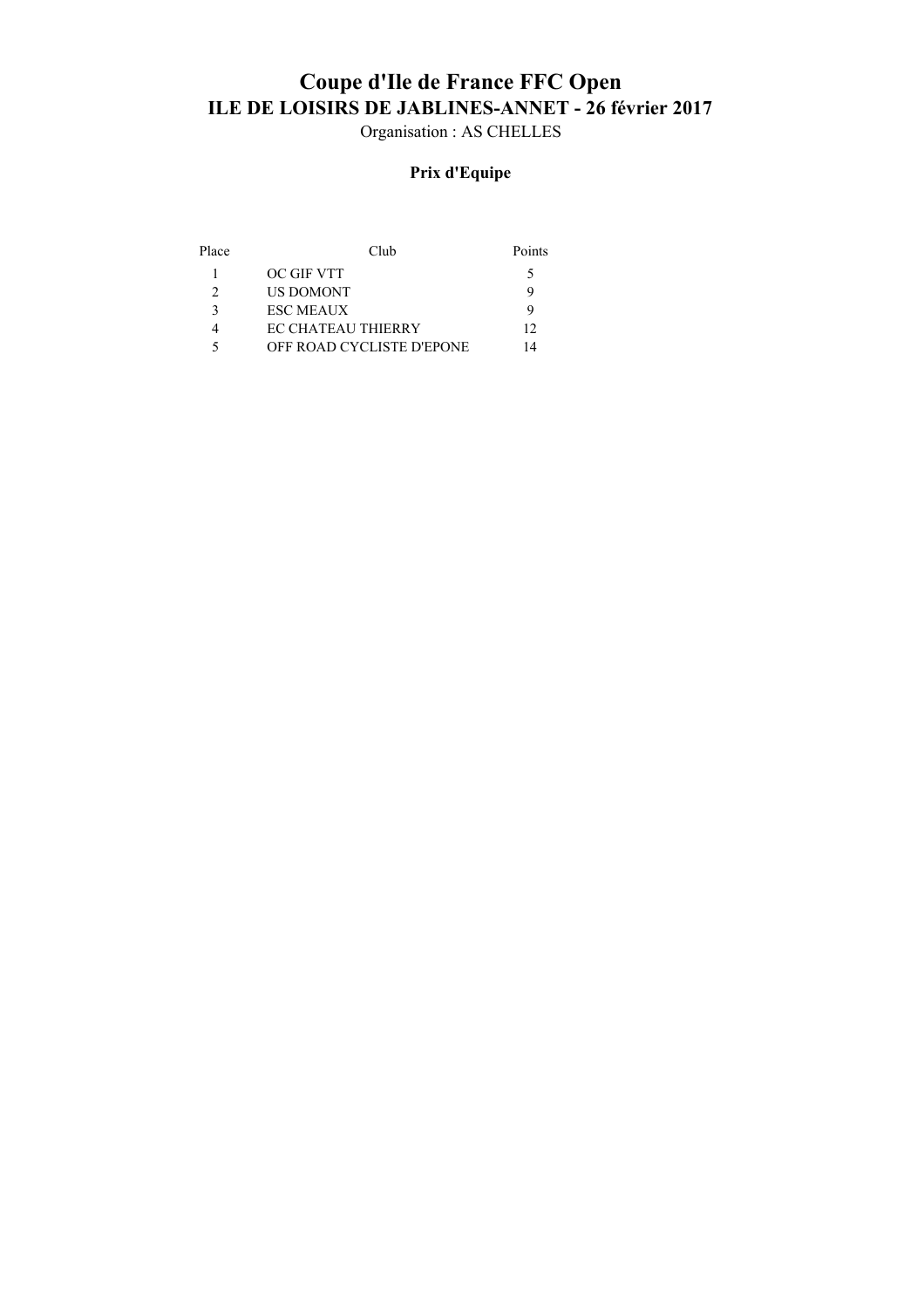# Coupe d'Ile de France FFC Open

## ILE DE LOISIRS DE JABLINES-ANNET - 26 février 2017

Organisation : AS CHELLES

### Prix d'Equipe

| Place | Club | Points |
|---|---|---|
| 1 | OC GIF VTT | 5 |
| 2 | US DOMONT | 9 |
| 3 | ESC MEAUX | 9 |
| 4 | EC CHATEAU THIERRY | 12 |
| 5 | OFF ROAD CYCLISTE D'EPONE | 14 |